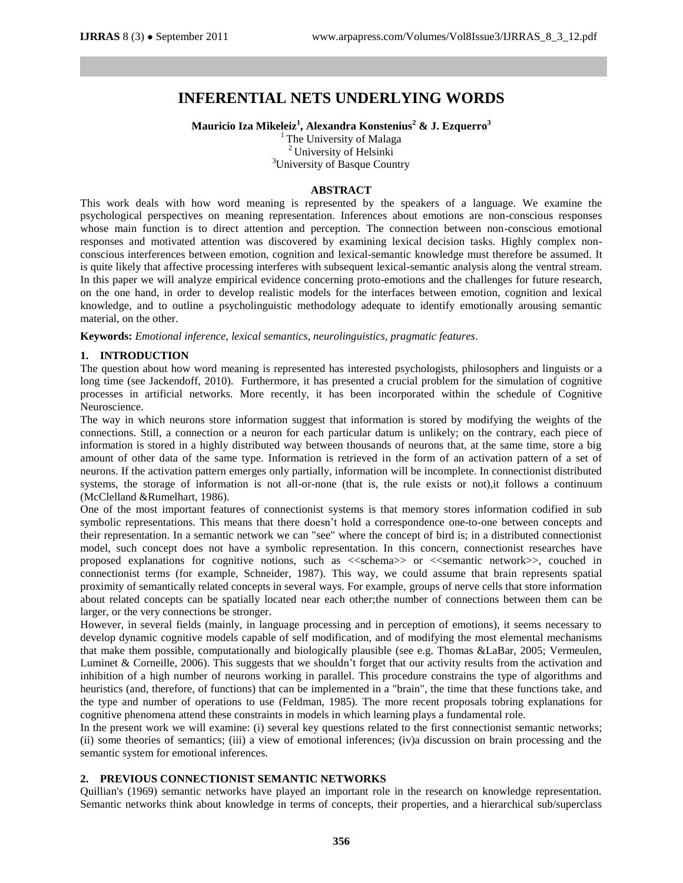# INFERENTIAL NETS UNDERLYING WORDS

**Mauricio Iza Mikeleiz[1], Alexandra Konstenius[2] & J. Ezquerro[3]**

[1] The University of Malaga
[2] University of Helsinki
[3] University of Basque Country

## ABSTRACT

This work deals with how word meaning is represented by the speakers of a language. We examine the psychological perspectives on meaning representation. Inferences about emotions are non-conscious responses whose main function is to direct attention and perception. The connection between non-conscious emotional responses and motivated attention was discovered by examining lexical decision tasks. Highly complex non-conscious interferences between emotion, cognition and lexical-semantic knowledge must therefore be assumed. It is quite likely that affective processing interferes with subsequent lexical-semantic analysis along the ventral stream. In this paper we will analyze empirical evidence concerning proto-emotions and the challenges for future research, on the one hand, in order to develop realistic models for the interfaces between emotion, cognition and lexical knowledge, and to outline a psycholinguistic methodology adequate to identify emotionally arousing semantic material, on the other.

**Keywords:** *Emotional inference, lexical semantics, neurolinguistics, pragmatic features*.

## 1. INTRODUCTION

The question about how word meaning is represented has interested psychologists, philosophers and linguists or a long time (see Jackendoff, 2010). Furthermore, it has presented a crucial problem for the simulation of cognitive processes in artificial networks. More recently, it has been incorporated within the schedule of Cognitive Neuroscience.

The way in which neurons store information suggest that information is stored by modifying the weights of the connections. Still, a connection or a neuron for each particular datum is unlikely; on the contrary, each piece of information is stored in a highly distributed way between thousands of neurons that, at the same time, store a big amount of other data of the same type. Information is retrieved in the form of an activation pattern of a set of neurons. If the activation pattern emerges only partially, information will be incomplete. In connectionist distributed systems, the storage of information is not all-or-none (that is, the rule exists or not),it follows a continuum (McClelland &Rumelhart, 1986).

One of the most important features of connectionist systems is that memory stores information codified in sub symbolic representations. This means that there doesn't hold a correspondence one-to-one between concepts and their representation. In a semantic network we can "see" where the concept of bird is; in a distributed connectionist model, such concept does not have a symbolic representation. In this concern, connectionist researches have proposed explanations for cognitive notions, such as <<schema>> or <<semantic network>>, couched in connectionist terms (for example, Schneider, 1987). This way, we could assume that brain represents spatial proximity of semantically related concepts in several ways. For example, groups of nerve cells that store information about related concepts can be spatially located near each other;the number of connections between them can be larger, or the very connections be stronger.

However, in several fields (mainly, in language processing and in perception of emotions), it seems necessary to develop dynamic cognitive models capable of self modification, and of modifying the most elemental mechanisms that make them possible, computationally and biologically plausible (see e.g. Thomas &LaBar, 2005; Vermeulen, Luminet & Corneille, 2006). This suggests that we shouldn't forget that our activity results from the activation and inhibition of a high number of neurons working in parallel. This procedure constrains the type of algorithms and heuristics (and, therefore, of functions) that can be implemented in a "brain", the time that these functions take, and the type and number of operations to use (Feldman, 1985). The more recent proposals tobring explanations for cognitive phenomena attend these constraints in models in which learning plays a fundamental role.

In the present work we will examine: (i) several key questions related to the first connectionist semantic networks; (ii) some theories of semantics; (iii) a view of emotional inferences; (iv)a discussion on brain processing and the semantic system for emotional inferences.

## 2. PREVIOUS CONNECTIONIST SEMANTIC NETWORKS

Quillian's (1969) semantic networks have played an important role in the research on knowledge representation. Semantic networks think about knowledge in terms of concepts, their properties, and a hierarchical sub/superclass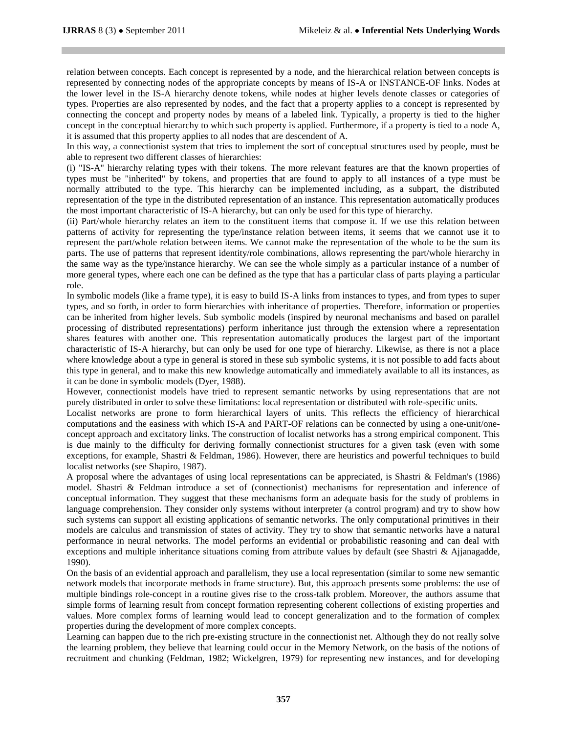relation between concepts. Each concept is represented by a node, and the hierarchical relation between concepts is represented by connecting nodes of the appropriate concepts by means of IS-A or INSTANCE-OF links. Nodes at the lower level in the IS-A hierarchy denote tokens, while nodes at higher levels denote classes or categories of types. Properties are also represented by nodes, and the fact that a property applies to a concept is represented by connecting the concept and property nodes by means of a labeled link. Typically, a property is tied to the higher concept in the conceptual hierarchy to which such property is applied. Furthermore, if a property is tied to a node A, it is assumed that this property applies to all nodes that are descendent of A.

In this way, a connectionist system that tries to implement the sort of conceptual structures used by people, must be able to represent two different classes of hierarchies:

(i) "IS-A" hierarchy relating types with their tokens. The more relevant features are that the known properties of types must be "inherited" by tokens, and properties that are found to apply to all instances of a type must be normally attributed to the type. This hierarchy can be implemented including, as a subpart, the distributed representation of the type in the distributed representation of an instance. This representation automatically produces the most important characteristic of IS-A hierarchy, but can only be used for this type of hierarchy.

(ii) Part/whole hierarchy relates an item to the constituent items that compose it. If we use this relation between patterns of activity for representing the type/instance relation between items, it seems that we cannot use it to represent the part/whole relation between items. We cannot make the representation of the whole to be the sum its parts. The use of patterns that represent identity/role combinations, allows representing the part/whole hierarchy in the same way as the type/instance hierarchy. We can see the whole simply as a particular instance of a number of more general types, where each one can be defined as the type that has a particular class of parts playing a particular role.

In symbolic models (like a frame type), it is easy to build IS-A links from instances to types, and from types to super types, and so forth, in order to form hierarchies with inheritance of properties. Therefore, information or properties can be inherited from higher levels. Sub symbolic models (inspired by neuronal mechanisms and based on parallel processing of distributed representations) perform inheritance just through the extension where a representation shares features with another one. This representation automatically produces the largest part of the important characteristic of IS-A hierarchy, but can only be used for one type of hierarchy. Likewise, as there is not a place where knowledge about a type in general is stored in these sub symbolic systems, it is not possible to add facts about this type in general, and to make this new knowledge automatically and immediately available to all its instances, as it can be done in symbolic models (Dyer, 1988).

However, connectionist models have tried to represent semantic networks by using representations that are not purely distributed in order to solve these limitations: local representation or distributed with role-specific units.

Localist networks are prone to form hierarchical layers of units. This reflects the efficiency of hierarchical computations and the easiness with which IS-A and PART-OF relations can be connected by using a one-unit/one-concept approach and excitatory links. The construction of localist networks has a strong empirical component. This is due mainly to the difficulty for deriving formally connectionist structures for a given task (even with some exceptions, for example, Shastri & Feldman, 1986). However, there are heuristics and powerful techniques to build localist networks (see Shapiro, 1987).

A proposal where the advantages of using local representations can be appreciated, is Shastri & Feldman's (1986) model. Shastri & Feldman introduce a set of (connectionist) mechanisms for representation and inference of conceptual information. They suggest that these mechanisms form an adequate basis for the study of problems in language comprehension. They consider only systems without interpreter (a control program) and try to show how such systems can support all existing applications of semantic networks. The only computational primitives in their models are calculus and transmission of states of activity. They try to show that semantic networks have a natural performance in neural networks. The model performs an evidential or probabilistic reasoning and can deal with exceptions and multiple inheritance situations coming from attribute values by default (see Shastri & Ajjanagadde, 1990).

On the basis of an evidential approach and parallelism, they use a local representation (similar to some new semantic network models that incorporate methods in frame structure). But, this approach presents some problems: the use of multiple bindings role-concept in a routine gives rise to the cross-talk problem. Moreover, the authors assume that simple forms of learning result from concept formation representing coherent collections of existing properties and values. More complex forms of learning would lead to concept generalization and to the formation of complex properties during the development of more complex concepts.

Learning can happen due to the rich pre-existing structure in the connectionist net. Although they do not really solve the learning problem, they believe that learning could occur in the Memory Network, on the basis of the notions of recruitment and chunking (Feldman, 1982; Wickelgren, 1979) for representing new instances, and for developing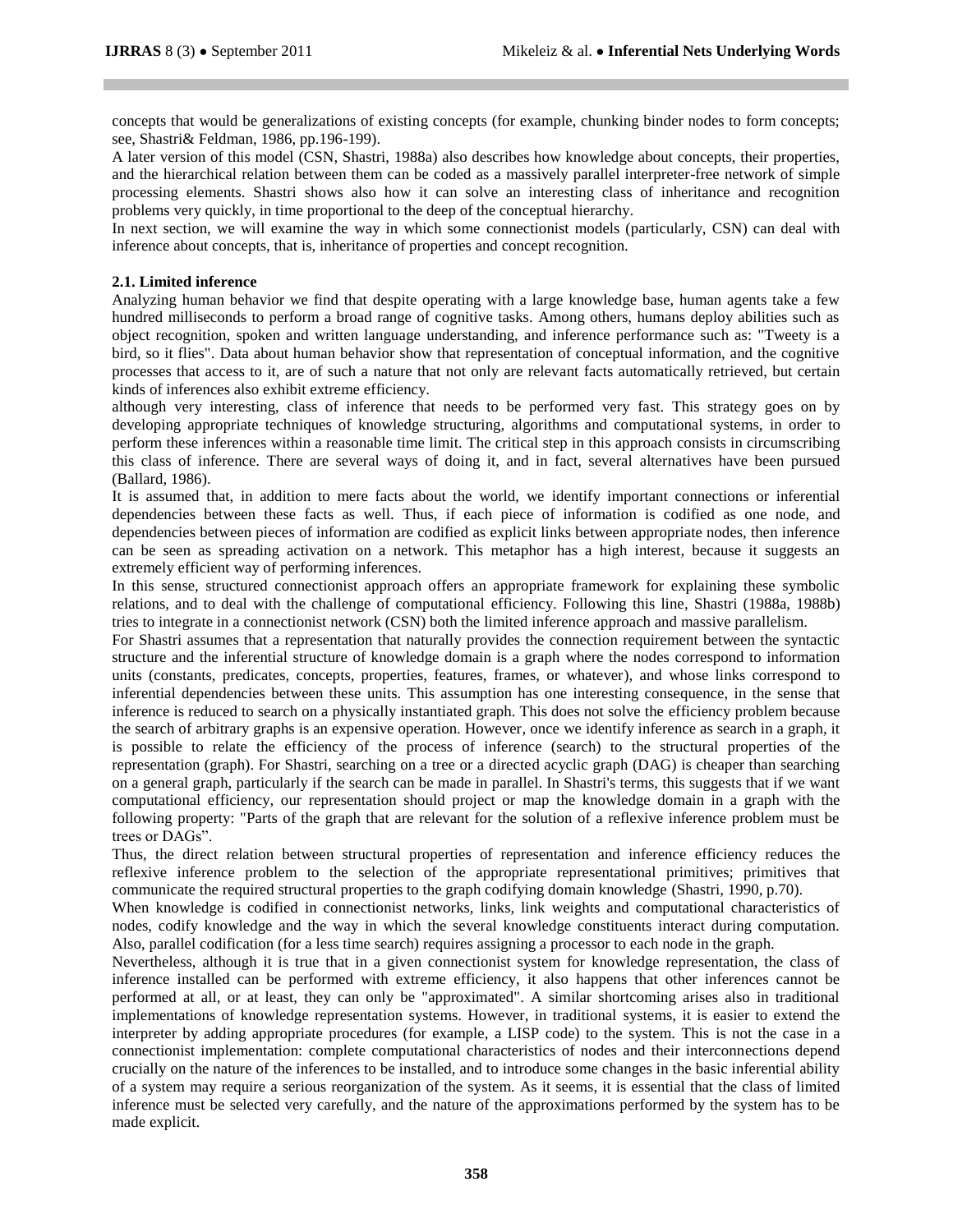concepts that would be generalizations of existing concepts (for example, chunking binder nodes to form concepts; see, Shastri& Feldman, 1986, pp.196-199).

A later version of this model (CSN, Shastri, 1988a) also describes how knowledge about concepts, their properties, and the hierarchical relation between them can be coded as a massively parallel interpreter-free network of simple processing elements. Shastri shows also how it can solve an interesting class of inheritance and recognition problems very quickly, in time proportional to the deep of the conceptual hierarchy.

In next section, we will examine the way in which some connectionist models (particularly, CSN) can deal with inference about concepts, that is, inheritance of properties and concept recognition.

### 2.1. Limited inference

Analyzing human behavior we find that despite operating with a large knowledge base, human agents take a few hundred milliseconds to perform a broad range of cognitive tasks. Among others, humans deploy abilities such as object recognition, spoken and written language understanding, and inference performance such as: "Tweety is a bird, so it flies". Data about human behavior show that representation of conceptual information, and the cognitive processes that access to it, are of such a nature that not only are relevant facts automatically retrieved, but certain kinds of inferences also exhibit extreme efficiency.

although very interesting, class of inference that needs to be performed very fast. This strategy goes on by developing appropriate techniques of knowledge structuring, algorithms and computational systems, in order to perform these inferences within a reasonable time limit. The critical step in this approach consists in circumscribing this class of inference. There are several ways of doing it, and in fact, several alternatives have been pursued (Ballard, 1986).

It is assumed that, in addition to mere facts about the world, we identify important connections or inferential dependencies between these facts as well. Thus, if each piece of information is codified as one node, and dependencies between pieces of information are codified as explicit links between appropriate nodes, then inference can be seen as spreading activation on a network. This metaphor has a high interest, because it suggests an extremely efficient way of performing inferences.

In this sense, structured connectionist approach offers an appropriate framework for explaining these symbolic relations, and to deal with the challenge of computational efficiency. Following this line, Shastri (1988a, 1988b) tries to integrate in a connectionist network (CSN) both the limited inference approach and massive parallelism.

For Shastri assumes that a representation that naturally provides the connection requirement between the syntactic structure and the inferential structure of knowledge domain is a graph where the nodes correspond to information units (constants, predicates, concepts, properties, features, frames, or whatever), and whose links correspond to inferential dependencies between these units. This assumption has one interesting consequence, in the sense that inference is reduced to search on a physically instantiated graph. This does not solve the efficiency problem because the search of arbitrary graphs is an expensive operation. However, once we identify inference as search in a graph, it is possible to relate the efficiency of the process of inference (search) to the structural properties of the representation (graph). For Shastri, searching on a tree or a directed acyclic graph (DAG) is cheaper than searching on a general graph, particularly if the search can be made in parallel. In Shastri's terms, this suggests that if we want computational efficiency, our representation should project or map the knowledge domain in a graph with the following property: "Parts of the graph that are relevant for the solution of a reflexive inference problem must be trees or DAGs".

Thus, the direct relation between structural properties of representation and inference efficiency reduces the reflexive inference problem to the selection of the appropriate representational primitives; primitives that communicate the required structural properties to the graph codifying domain knowledge (Shastri, 1990, p.70).

When knowledge is codified in connectionist networks, links, link weights and computational characteristics of nodes, codify knowledge and the way in which the several knowledge constituents interact during computation. Also, parallel codification (for a less time search) requires assigning a processor to each node in the graph.

Nevertheless, although it is true that in a given connectionist system for knowledge representation, the class of inference installed can be performed with extreme efficiency, it also happens that other inferences cannot be performed at all, or at least, they can only be "approximated". A similar shortcoming arises also in traditional implementations of knowledge representation systems. However, in traditional systems, it is easier to extend the interpreter by adding appropriate procedures (for example, a LISP code) to the system. This is not the case in a connectionist implementation: complete computational characteristics of nodes and their interconnections depend crucially on the nature of the inferences to be installed, and to introduce some changes in the basic inferential ability of a system may require a serious reorganization of the system. As it seems, it is essential that the class of limited inference must be selected very carefully, and the nature of the approximations performed by the system has to be made explicit.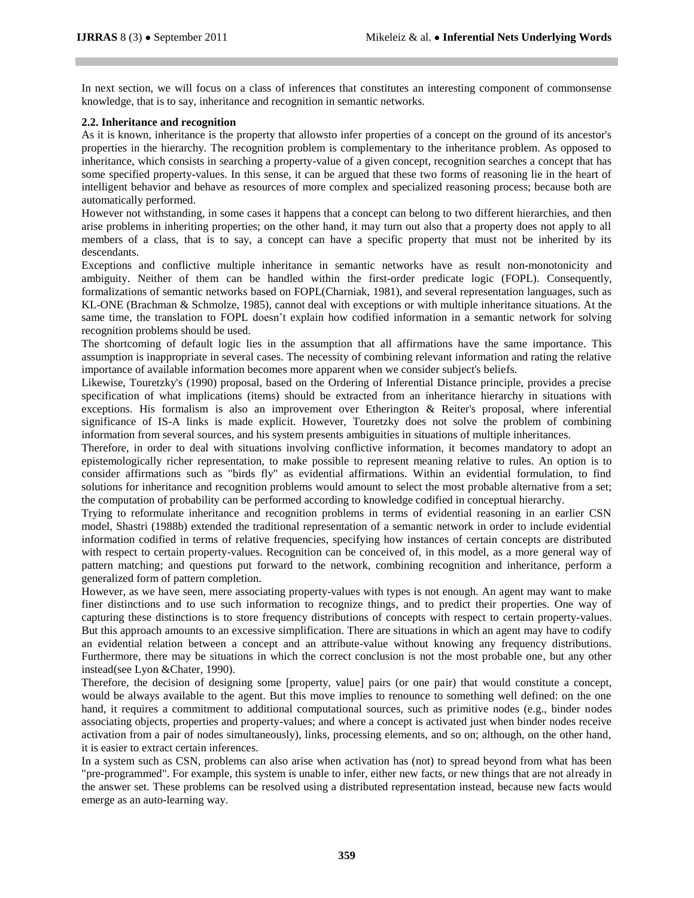In next section, we will focus on a class of inferences that constitutes an interesting component of commonsense knowledge, that is to say, inheritance and recognition in semantic networks.

### 2.2. Inheritance and recognition

As it is known, inheritance is the property that allowsto infer properties of a concept on the ground of its ancestor's properties in the hierarchy. The recognition problem is complementary to the inheritance problem. As opposed to inheritance, which consists in searching a property-value of a given concept, recognition searches a concept that has some specified property-values. In this sense, it can be argued that these two forms of reasoning lie in the heart of intelligent behavior and behave as resources of more complex and specialized reasoning process; because both are automatically performed.

However not withstanding, in some cases it happens that a concept can belong to two different hierarchies, and then arise problems in inheriting properties; on the other hand, it may turn out also that a property does not apply to all members of a class, that is to say, a concept can have a specific property that must not be inherited by its descendants.

Exceptions and conflictive multiple inheritance in semantic networks have as result non-monotonicity and ambiguity. Neither of them can be handled within the first-order predicate logic (FOPL). Consequently, formalizations of semantic networks based on FOPL(Charniak, 1981), and several representation languages, such as KL-ONE (Brachman & Schmolze, 1985), cannot deal with exceptions or with multiple inheritance situations. At the same time, the translation to FOPL doesn't explain how codified information in a semantic network for solving recognition problems should be used.

The shortcoming of default logic lies in the assumption that all affirmations have the same importance. This assumption is inappropriate in several cases. The necessity of combining relevant information and rating the relative importance of available information becomes more apparent when we consider subject's beliefs.

Likewise, Touretzky's (1990) proposal, based on the Ordering of Inferential Distance principle, provides a precise specification of what implications (items) should be extracted from an inheritance hierarchy in situations with exceptions. His formalism is also an improvement over Etherington & Reiter's proposal, where inferential significance of IS-A links is made explicit. However, Touretzky does not solve the problem of combining information from several sources, and his system presents ambiguities in situations of multiple inheritances.

Therefore, in order to deal with situations involving conflictive information, it becomes mandatory to adopt an epistemologically richer representation, to make possible to represent meaning relative to rules. An option is to consider affirmations such as "birds fly" as evidential affirmations. Within an evidential formulation, to find solutions for inheritance and recognition problems would amount to select the most probable alternative from a set; the computation of probability can be performed according to knowledge codified in conceptual hierarchy.

Trying to reformulate inheritance and recognition problems in terms of evidential reasoning in an earlier CSN model, Shastri (1988b) extended the traditional representation of a semantic network in order to include evidential information codified in terms of relative frequencies, specifying how instances of certain concepts are distributed with respect to certain property-values. Recognition can be conceived of, in this model, as a more general way of pattern matching; and questions put forward to the network, combining recognition and inheritance, perform a generalized form of pattern completion.

However, as we have seen, mere associating property-values with types is not enough. An agent may want to make finer distinctions and to use such information to recognize things, and to predict their properties. One way of capturing these distinctions is to store frequency distributions of concepts with respect to certain property-values. But this approach amounts to an excessive simplification. There are situations in which an agent may have to codify an evidential relation between a concept and an attribute-value without knowing any frequency distributions. Furthermore, there may be situations in which the correct conclusion is not the most probable one, but any other instead(see Lyon &Chater, 1990).

Therefore, the decision of designing some [property, value] pairs (or one pair) that would constitute a concept, would be always available to the agent. But this move implies to renounce to something well defined: on the one hand, it requires a commitment to additional computational sources, such as primitive nodes (e.g., binder nodes associating objects, properties and property-values; and where a concept is activated just when binder nodes receive activation from a pair of nodes simultaneously), links, processing elements, and so on; although, on the other hand, it is easier to extract certain inferences.

In a system such as CSN, problems can also arise when activation has (not) to spread beyond from what has been "pre-programmed". For example, this system is unable to infer, either new facts, or new things that are not already in the answer set. These problems can be resolved using a distributed representation instead, because new facts would emerge as an auto-learning way.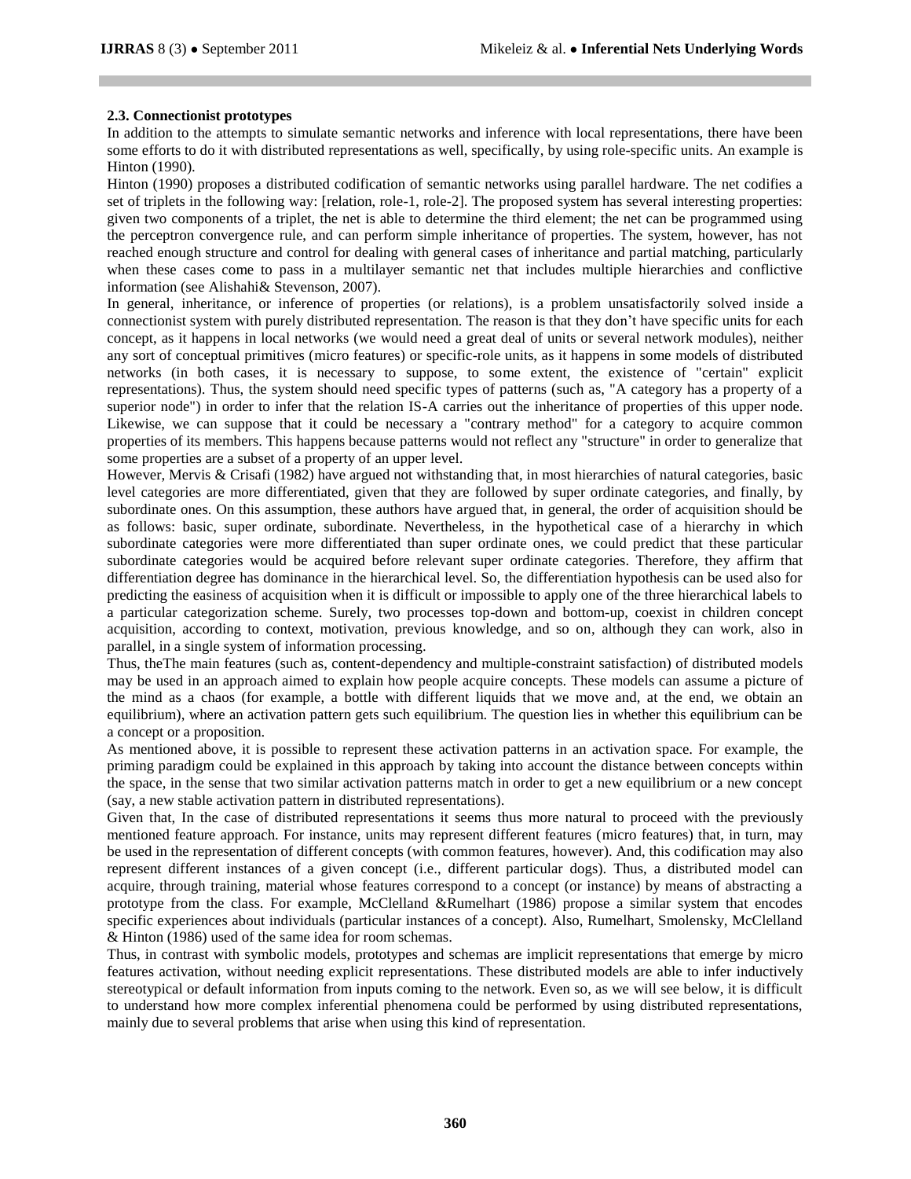### 2.3. Connectionist prototypes

In addition to the attempts to simulate semantic networks and inference with local representations, there have been some efforts to do it with distributed representations as well, specifically, by using role-specific units. An example is Hinton (1990).

Hinton (1990) proposes a distributed codification of semantic networks using parallel hardware. The net codifies a set of triplets in the following way: [relation, role-1, role-2]. The proposed system has several interesting properties: given two components of a triplet, the net is able to determine the third element; the net can be programmed using the perceptron convergence rule, and can perform simple inheritance of properties. The system, however, has not reached enough structure and control for dealing with general cases of inheritance and partial matching, particularly when these cases come to pass in a multilayer semantic net that includes multiple hierarchies and conflictive information (see Alishahi& Stevenson, 2007).

In general, inheritance, or inference of properties (or relations), is a problem unsatisfactorily solved inside a connectionist system with purely distributed representation. The reason is that they don't have specific units for each concept, as it happens in local networks (we would need a great deal of units or several network modules), neither any sort of conceptual primitives (micro features) or specific-role units, as it happens in some models of distributed networks (in both cases, it is necessary to suppose, to some extent, the existence of "certain" explicit representations). Thus, the system should need specific types of patterns (such as, "A category has a property of a superior node") in order to infer that the relation IS-A carries out the inheritance of properties of this upper node. Likewise, we can suppose that it could be necessary a "contrary method" for a category to acquire common properties of its members. This happens because patterns would not reflect any "structure" in order to generalize that some properties are a subset of a property of an upper level.

However, Mervis & Crisafi (1982) have argued not withstanding that, in most hierarchies of natural categories, basic level categories are more differentiated, given that they are followed by super ordinate categories, and finally, by subordinate ones. On this assumption, these authors have argued that, in general, the order of acquisition should be as follows: basic, super ordinate, subordinate. Nevertheless, in the hypothetical case of a hierarchy in which subordinate categories were more differentiated than super ordinate ones, we could predict that these particular subordinate categories would be acquired before relevant super ordinate categories. Therefore, they affirm that differentiation degree has dominance in the hierarchical level. So, the differentiation hypothesis can be used also for predicting the easiness of acquisition when it is difficult or impossible to apply one of the three hierarchical labels to a particular categorization scheme. Surely, two processes top-down and bottom-up, coexist in children concept acquisition, according to context, motivation, previous knowledge, and so on, although they can work, also in parallel, in a single system of information processing.

Thus, theThe main features (such as, content-dependency and multiple-constraint satisfaction) of distributed models may be used in an approach aimed to explain how people acquire concepts. These models can assume a picture of the mind as a chaos (for example, a bottle with different liquids that we move and, at the end, we obtain an equilibrium), where an activation pattern gets such equilibrium. The question lies in whether this equilibrium can be a concept or a proposition.

As mentioned above, it is possible to represent these activation patterns in an activation space. For example, the priming paradigm could be explained in this approach by taking into account the distance between concepts within the space, in the sense that two similar activation patterns match in order to get a new equilibrium or a new concept (say, a new stable activation pattern in distributed representations).

Given that, In the case of distributed representations it seems thus more natural to proceed with the previously mentioned feature approach. For instance, units may represent different features (micro features) that, in turn, may be used in the representation of different concepts (with common features, however). And, this codification may also represent different instances of a given concept (i.e., different particular dogs). Thus, a distributed model can acquire, through training, material whose features correspond to a concept (or instance) by means of abstracting a prototype from the class. For example, McClelland &Rumelhart (1986) propose a similar system that encodes specific experiences about individuals (particular instances of a concept). Also, Rumelhart, Smolensky, McClelland & Hinton (1986) used of the same idea for room schemas.

Thus, in contrast with symbolic models, prototypes and schemas are implicit representations that emerge by micro features activation, without needing explicit representations. These distributed models are able to infer inductively stereotypical or default information from inputs coming to the network. Even so, as we will see below, it is difficult to understand how more complex inferential phenomena could be performed by using distributed representations, mainly due to several problems that arise when using this kind of representation.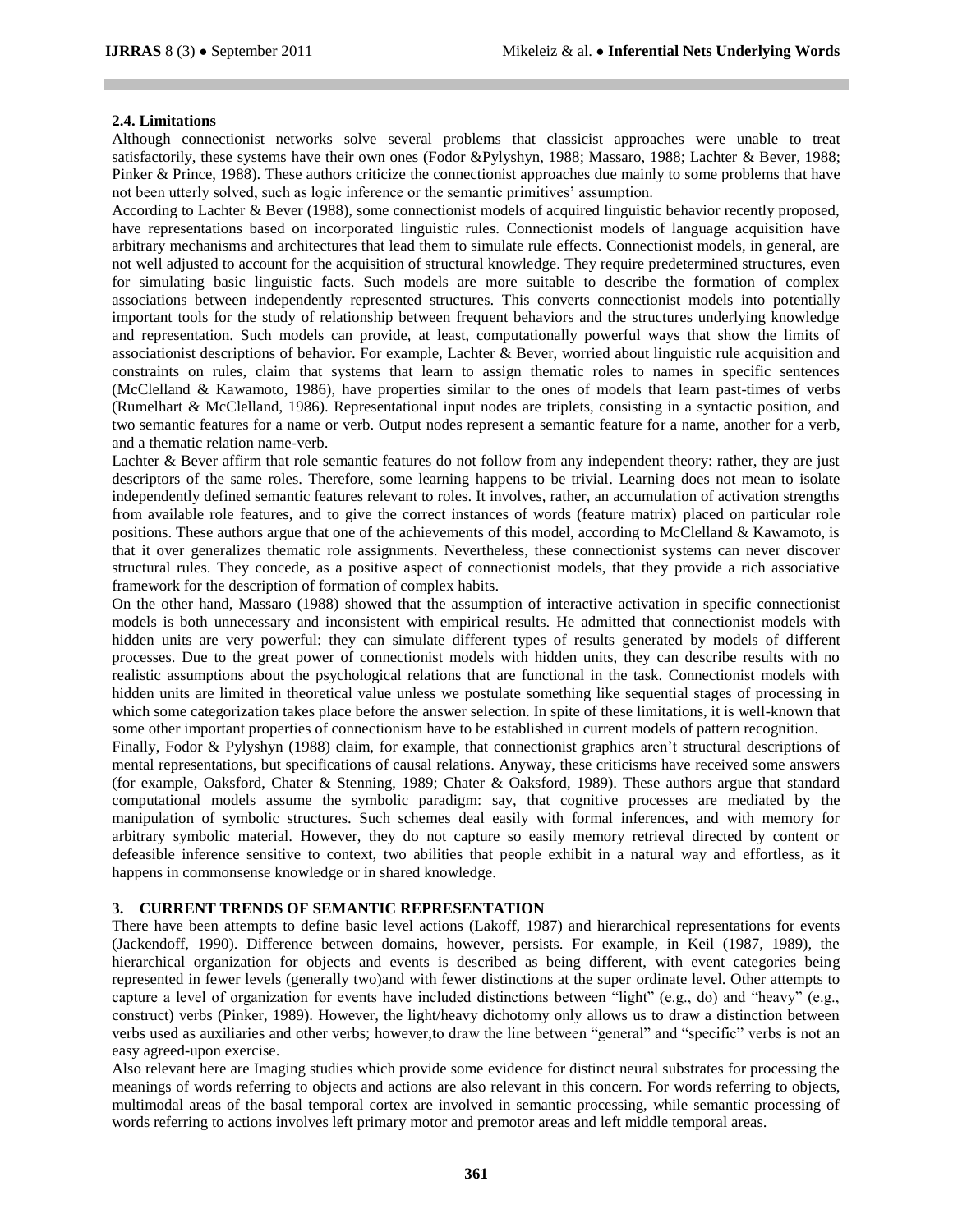### 2.4. Limitations

Although connectionist networks solve several problems that classicist approaches were unable to treat satisfactorily, these systems have their own ones (Fodor &Pylyshyn, 1988; Massaro, 1988; Lachter & Bever, 1988; Pinker & Prince, 1988). These authors criticize the connectionist approaches due mainly to some problems that have not been utterly solved, such as logic inference or the semantic primitives' assumption.

According to Lachter & Bever (1988), some connectionist models of acquired linguistic behavior recently proposed, have representations based on incorporated linguistic rules. Connectionist models of language acquisition have arbitrary mechanisms and architectures that lead them to simulate rule effects. Connectionist models, in general, are not well adjusted to account for the acquisition of structural knowledge. They require predetermined structures, even for simulating basic linguistic facts. Such models are more suitable to describe the formation of complex associations between independently represented structures. This converts connectionist models into potentially important tools for the study of relationship between frequent behaviors and the structures underlying knowledge and representation. Such models can provide, at least, computationally powerful ways that show the limits of associationist descriptions of behavior. For example, Lachter & Bever, worried about linguistic rule acquisition and constraints on rules, claim that systems that learn to assign thematic roles to names in specific sentences (McClelland & Kawamoto, 1986), have properties similar to the ones of models that learn past-times of verbs (Rumelhart & McClelland, 1986). Representational input nodes are triplets, consisting in a syntactic position, and two semantic features for a name or verb. Output nodes represent a semantic feature for a name, another for a verb, and a thematic relation name-verb.

Lachter & Bever affirm that role semantic features do not follow from any independent theory: rather, they are just descriptors of the same roles. Therefore, some learning happens to be trivial. Learning does not mean to isolate independently defined semantic features relevant to roles. It involves, rather, an accumulation of activation strengths from available role features, and to give the correct instances of words (feature matrix) placed on particular role positions. These authors argue that one of the achievements of this model, according to McClelland & Kawamoto, is that it over generalizes thematic role assignments. Nevertheless, these connectionist systems can never discover structural rules. They concede, as a positive aspect of connectionist models, that they provide a rich associative framework for the description of formation of complex habits.

On the other hand, Massaro (1988) showed that the assumption of interactive activation in specific connectionist models is both unnecessary and inconsistent with empirical results. He admitted that connectionist models with hidden units are very powerful: they can simulate different types of results generated by models of different processes. Due to the great power of connectionist models with hidden units, they can describe results with no realistic assumptions about the psychological relations that are functional in the task. Connectionist models with hidden units are limited in theoretical value unless we postulate something like sequential stages of processing in which some categorization takes place before the answer selection. In spite of these limitations, it is well-known that some other important properties of connectionism have to be established in current models of pattern recognition.

Finally, Fodor & Pylyshyn (1988) claim, for example, that connectionist graphics aren't structural descriptions of mental representations, but specifications of causal relations. Anyway, these criticisms have received some answers (for example, Oaksford, Chater & Stenning, 1989; Chater & Oaksford, 1989). These authors argue that standard computational models assume the symbolic paradigm: say, that cognitive processes are mediated by the manipulation of symbolic structures. Such schemes deal easily with formal inferences, and with memory for arbitrary symbolic material. However, they do not capture so easily memory retrieval directed by content or defeasible inference sensitive to context, two abilities that people exhibit in a natural way and effortless, as it happens in commonsense knowledge or in shared knowledge.

## 3. CURRENT TRENDS OF SEMANTIC REPRESENTATION

There have been attempts to define basic level actions (Lakoff, 1987) and hierarchical representations for events (Jackendoff, 1990). Difference between domains, however, persists. For example, in Keil (1987, 1989), the hierarchical organization for objects and events is described as being different, with event categories being represented in fewer levels (generally two)and with fewer distinctions at the super ordinate level. Other attempts to capture a level of organization for events have included distinctions between "light" (e.g., do) and "heavy" (e.g., construct) verbs (Pinker, 1989). However, the light/heavy dichotomy only allows us to draw a distinction between verbs used as auxiliaries and other verbs; however,to draw the line between "general" and "specific" verbs is not an easy agreed-upon exercise.

Also relevant here are Imaging studies which provide some evidence for distinct neural substrates for processing the meanings of words referring to objects and actions are also relevant in this concern. For words referring to objects, multimodal areas of the basal temporal cortex are involved in semantic processing, while semantic processing of words referring to actions involves left primary motor and premotor areas and left middle temporal areas.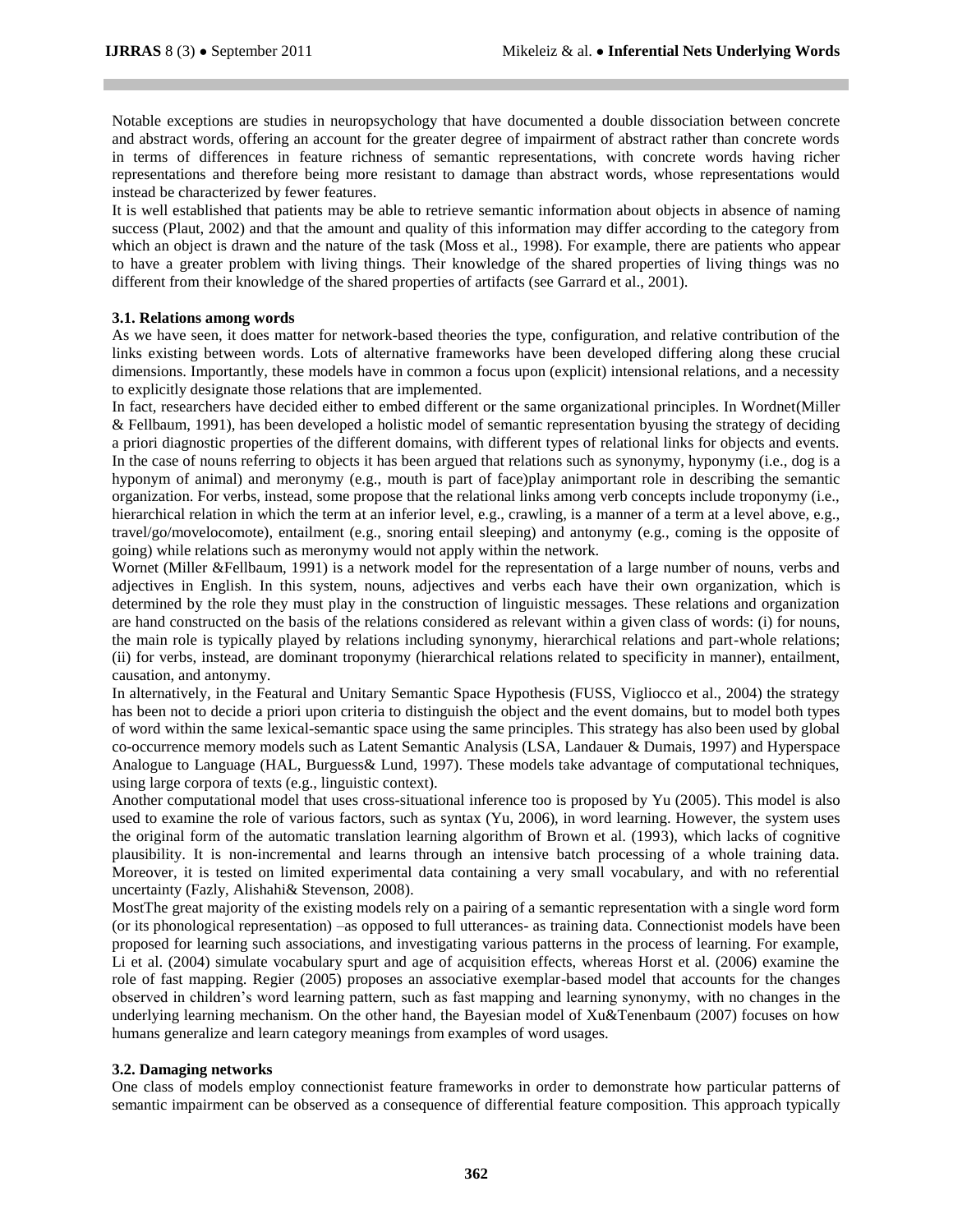Notable exceptions are studies in neuropsychology that have documented a double dissociation between concrete and abstract words, offering an account for the greater degree of impairment of abstract rather than concrete words in terms of differences in feature richness of semantic representations, with concrete words having richer representations and therefore being more resistant to damage than abstract words, whose representations would instead be characterized by fewer features.

It is well established that patients may be able to retrieve semantic information about objects in absence of naming success (Plaut, 2002) and that the amount and quality of this information may differ according to the category from which an object is drawn and the nature of the task (Moss et al., 1998). For example, there are patients who appear to have a greater problem with living things. Their knowledge of the shared properties of living things was no different from their knowledge of the shared properties of artifacts (see Garrard et al., 2001).

### 3.1. Relations among words

As we have seen, it does matter for network-based theories the type, configuration, and relative contribution of the links existing between words. Lots of alternative frameworks have been developed differing along these crucial dimensions. Importantly, these models have in common a focus upon (explicit) intensional relations, and a necessity to explicitly designate those relations that are implemented.

In fact, researchers have decided either to embed different or the same organizational principles. In Wordnet(Miller & Fellbaum, 1991), has been developed a holistic model of semantic representation byusing the strategy of deciding a priori diagnostic properties of the different domains, with different types of relational links for objects and events. In the case of nouns referring to objects it has been argued that relations such as synonymy, hyponymy (i.e., dog is a hyponym of animal) and meronymy (e.g., mouth is part of face)play animportant role in describing the semantic organization. For verbs, instead, some propose that the relational links among verb concepts include troponymy (i.e., hierarchical relation in which the term at an inferior level, e.g., crawling, is a manner of a term at a level above, e.g., travel/go/movelocomote), entailment (e.g., snoring entail sleeping) and antonymy (e.g., coming is the opposite of going) while relations such as meronymy would not apply within the network.

Wornet (Miller &Fellbaum, 1991) is a network model for the representation of a large number of nouns, verbs and adjectives in English. In this system, nouns, adjectives and verbs each have their own organization, which is determined by the role they must play in the construction of linguistic messages. These relations and organization are hand constructed on the basis of the relations considered as relevant within a given class of words: (i) for nouns, the main role is typically played by relations including synonymy, hierarchical relations and part-whole relations; (ii) for verbs, instead, are dominant troponymy (hierarchical relations related to specificity in manner), entailment, causation, and antonymy.

In alternatively, in the Featural and Unitary Semantic Space Hypothesis (FUSS, Vigliocco et al., 2004) the strategy has been not to decide a priori upon criteria to distinguish the object and the event domains, but to model both types of word within the same lexical-semantic space using the same principles. This strategy has also been used by global co-occurrence memory models such as Latent Semantic Analysis (LSA, Landauer & Dumais, 1997) and Hyperspace Analogue to Language (HAL, Burguess& Lund, 1997). These models take advantage of computational techniques, using large corpora of texts (e.g., linguistic context).

Another computational model that uses cross-situational inference too is proposed by Yu (2005). This model is also used to examine the role of various factors, such as syntax (Yu, 2006), in word learning. However, the system uses the original form of the automatic translation learning algorithm of Brown et al. (1993), which lacks of cognitive plausibility. It is non-incremental and learns through an intensive batch processing of a whole training data. Moreover, it is tested on limited experimental data containing a very small vocabulary, and with no referential uncertainty (Fazly, Alishahi& Stevenson, 2008).

MostThe great majority of the existing models rely on a pairing of a semantic representation with a single word form (or its phonological representation) –as opposed to full utterances- as training data. Connectionist models have been proposed for learning such associations, and investigating various patterns in the process of learning. For example, Li et al. (2004) simulate vocabulary spurt and age of acquisition effects, whereas Horst et al. (2006) examine the role of fast mapping. Regier (2005) proposes an associative exemplar-based model that accounts for the changes observed in children's word learning pattern, such as fast mapping and learning synonymy, with no changes in the underlying learning mechanism. On the other hand, the Bayesian model of Xu&Tenenbaum (2007) focuses on how humans generalize and learn category meanings from examples of word usages.

### 3.2. Damaging networks

One class of models employ connectionist feature frameworks in order to demonstrate how particular patterns of semantic impairment can be observed as a consequence of differential feature composition. This approach typically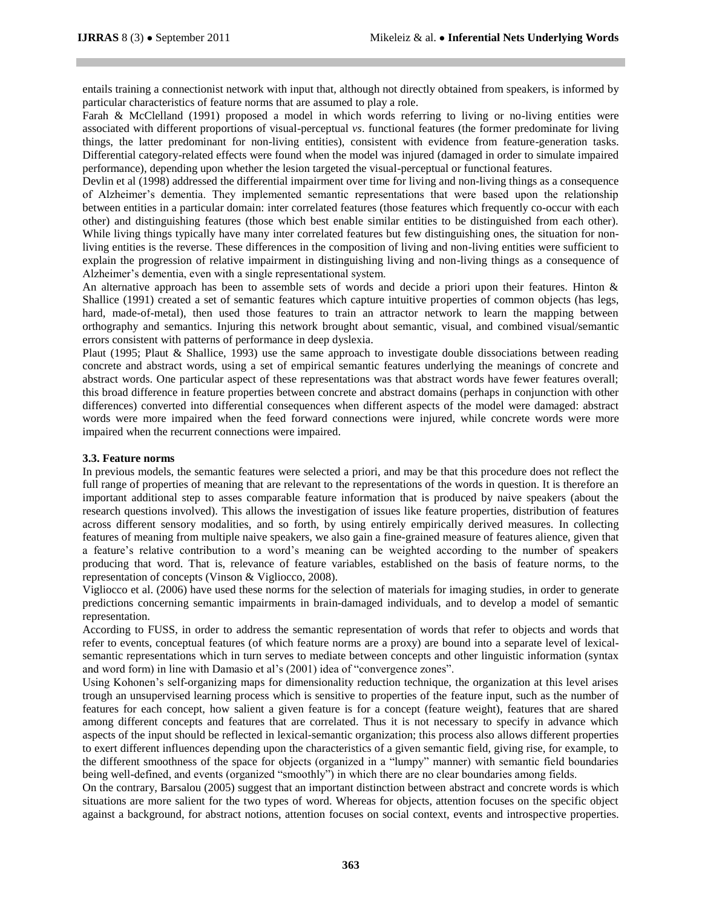entails training a connectionist network with input that, although not directly obtained from speakers, is informed by particular characteristics of feature norms that are assumed to play a role.

Farah & McClelland (1991) proposed a model in which words referring to living or no-living entities were associated with different proportions of visual-perceptual *vs*. functional features (the former predominate for living things, the latter predominant for non-living entities), consistent with evidence from feature-generation tasks. Differential category-related effects were found when the model was injured (damaged in order to simulate impaired performance), depending upon whether the lesion targeted the visual-perceptual or functional features.

Devlin et al (1998) addressed the differential impairment over time for living and non-living things as a consequence of Alzheimer's dementia. They implemented semantic representations that were based upon the relationship between entities in a particular domain: inter correlated features (those features which frequently co-occur with each other) and distinguishing features (those which best enable similar entities to be distinguished from each other). While living things typically have many inter correlated features but few distinguishing ones, the situation for non-living entities is the reverse. These differences in the composition of living and non-living entities were sufficient to explain the progression of relative impairment in distinguishing living and non-living things as a consequence of Alzheimer's dementia, even with a single representational system.

An alternative approach has been to assemble sets of words and decide a priori upon their features. Hinton & Shallice (1991) created a set of semantic features which capture intuitive properties of common objects (has legs, hard, made-of-metal), then used those features to train an attractor network to learn the mapping between orthography and semantics. Injuring this network brought about semantic, visual, and combined visual/semantic errors consistent with patterns of performance in deep dyslexia.

Plaut (1995; Plaut & Shallice, 1993) use the same approach to investigate double dissociations between reading concrete and abstract words, using a set of empirical semantic features underlying the meanings of concrete and abstract words. One particular aspect of these representations was that abstract words have fewer features overall; this broad difference in feature properties between concrete and abstract domains (perhaps in conjunction with other differences) converted into differential consequences when different aspects of the model were damaged: abstract words were more impaired when the feed forward connections were injured, while concrete words were more impaired when the recurrent connections were impaired.

### 3.3. Feature norms

In previous models, the semantic features were selected a priori, and may be that this procedure does not reflect the full range of properties of meaning that are relevant to the representations of the words in question. It is therefore an important additional step to asses comparable feature information that is produced by naive speakers (about the research questions involved). This allows the investigation of issues like feature properties, distribution of features across different sensory modalities, and so forth, by using entirely empirically derived measures. In collecting features of meaning from multiple naive speakers, we also gain a fine-grained measure of features alience, given that a feature's relative contribution to a word's meaning can be weighted according to the number of speakers producing that word. That is, relevance of feature variables, established on the basis of feature norms, to the representation of concepts (Vinson & Vigliocco, 2008).

Vigliocco et al. (2006) have used these norms for the selection of materials for imaging studies, in order to generate predictions concerning semantic impairments in brain-damaged individuals, and to develop a model of semantic representation.

According to FUSS, in order to address the semantic representation of words that refer to objects and words that refer to events, conceptual features (of which feature norms are a proxy) are bound into a separate level of lexical-semantic representations which in turn serves to mediate between concepts and other linguistic information (syntax and word form) in line with Damasio et al's (2001) idea of "convergence zones".

Using Kohonen's self-organizing maps for dimensionality reduction technique, the organization at this level arises trough an unsupervised learning process which is sensitive to properties of the feature input, such as the number of features for each concept, how salient a given feature is for a concept (feature weight), features that are shared among different concepts and features that are correlated. Thus it is not necessary to specify in advance which aspects of the input should be reflected in lexical-semantic organization; this process also allows different properties to exert different influences depending upon the characteristics of a given semantic field, giving rise, for example, to the different smoothness of the space for objects (organized in a "lumpy" manner) with semantic field boundaries being well-defined, and events (organized "smoothly") in which there are no clear boundaries among fields.

On the contrary, Barsalou (2005) suggest that an important distinction between abstract and concrete words is which situations are more salient for the two types of word. Whereas for objects, attention focuses on the specific object against a background, for abstract notions, attention focuses on social context, events and introspective properties.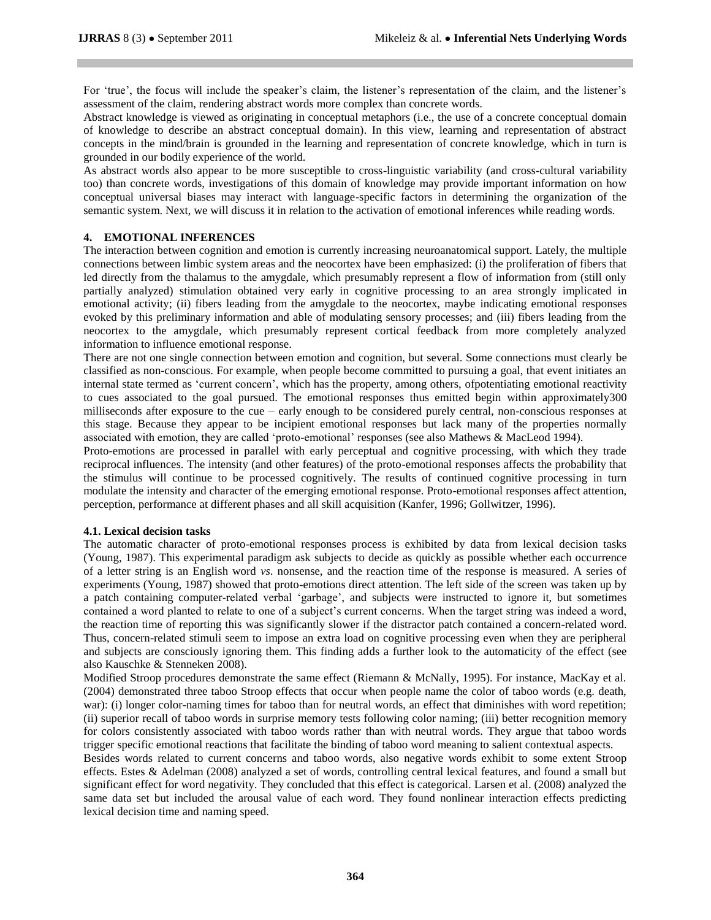For 'true', the focus will include the speaker's claim, the listener's representation of the claim, and the listener's assessment of the claim, rendering abstract words more complex than concrete words.

Abstract knowledge is viewed as originating in conceptual metaphors (i.e., the use of a concrete conceptual domain of knowledge to describe an abstract conceptual domain). In this view, learning and representation of abstract concepts in the mind/brain is grounded in the learning and representation of concrete knowledge, which in turn is grounded in our bodily experience of the world.

As abstract words also appear to be more susceptible to cross-linguistic variability (and cross-cultural variability too) than concrete words, investigations of this domain of knowledge may provide important information on how conceptual universal biases may interact with language-specific factors in determining the organization of the semantic system. Next, we will discuss it in relation to the activation of emotional inferences while reading words.

## 4. EMOTIONAL INFERENCES

The interaction between cognition and emotion is currently increasing neuroanatomical support. Lately, the multiple connections between limbic system areas and the neocortex have been emphasized: (i) the proliferation of fibers that led directly from the thalamus to the amygdale, which presumably represent a flow of information from (still only partially analyzed) stimulation obtained very early in cognitive processing to an area strongly implicated in emotional activity; (ii) fibers leading from the amygdale to the neocortex, maybe indicating emotional responses evoked by this preliminary information and able of modulating sensory processes; and (iii) fibers leading from the neocortex to the amygdale, which presumably represent cortical feedback from more completely analyzed information to influence emotional response.

There are not one single connection between emotion and cognition, but several. Some connections must clearly be classified as non-conscious. For example, when people become committed to pursuing a goal, that event initiates an internal state termed as 'current concern', which has the property, among others, ofpotentiating emotional reactivity to cues associated to the goal pursued. The emotional responses thus emitted begin within approximately300 milliseconds after exposure to the cue – early enough to be considered purely central, non-conscious responses at this stage. Because they appear to be incipient emotional responses but lack many of the properties normally associated with emotion, they are called 'proto-emotional' responses (see also Mathews & MacLeod 1994).

Proto-emotions are processed in parallel with early perceptual and cognitive processing, with which they trade reciprocal influences. The intensity (and other features) of the proto-emotional responses affects the probability that the stimulus will continue to be processed cognitively. The results of continued cognitive processing in turn modulate the intensity and character of the emerging emotional response. Proto-emotional responses affect attention, perception, performance at different phases and all skill acquisition (Kanfer, 1996; Gollwitzer, 1996).

### 4.1. Lexical decision tasks

The automatic character of proto-emotional responses process is exhibited by data from lexical decision tasks (Young, 1987). This experimental paradigm ask subjects to decide as quickly as possible whether each occurrence of a letter string is an English word *vs.* nonsense, and the reaction time of the response is measured. A series of experiments (Young, 1987) showed that proto-emotions direct attention. The left side of the screen was taken up by a patch containing computer-related verbal 'garbage', and subjects were instructed to ignore it, but sometimes contained a word planted to relate to one of a subject's current concerns. When the target string was indeed a word, the reaction time of reporting this was significantly slower if the distractor patch contained a concern-related word. Thus, concern-related stimuli seem to impose an extra load on cognitive processing even when they are peripheral and subjects are consciously ignoring them. This finding adds a further look to the automaticity of the effect (see also Kauschke & Stenneken 2008).

Modified Stroop procedures demonstrate the same effect (Riemann & McNally, 1995). For instance, MacKay et al. (2004) demonstrated three taboo Stroop effects that occur when people name the color of taboo words (e.g. death, war): (i) longer color-naming times for taboo than for neutral words, an effect that diminishes with word repetition; (ii) superior recall of taboo words in surprise memory tests following color naming; (iii) better recognition memory for colors consistently associated with taboo words rather than with neutral words. They argue that taboo words trigger specific emotional reactions that facilitate the binding of taboo word meaning to salient contextual aspects.

Besides words related to current concerns and taboo words, also negative words exhibit to some extent Stroop effects. Estes & Adelman (2008) analyzed a set of words, controlling central lexical features, and found a small but significant effect for word negativity. They concluded that this effect is categorical. Larsen et al. (2008) analyzed the same data set but included the arousal value of each word. They found nonlinear interaction effects predicting lexical decision time and naming speed.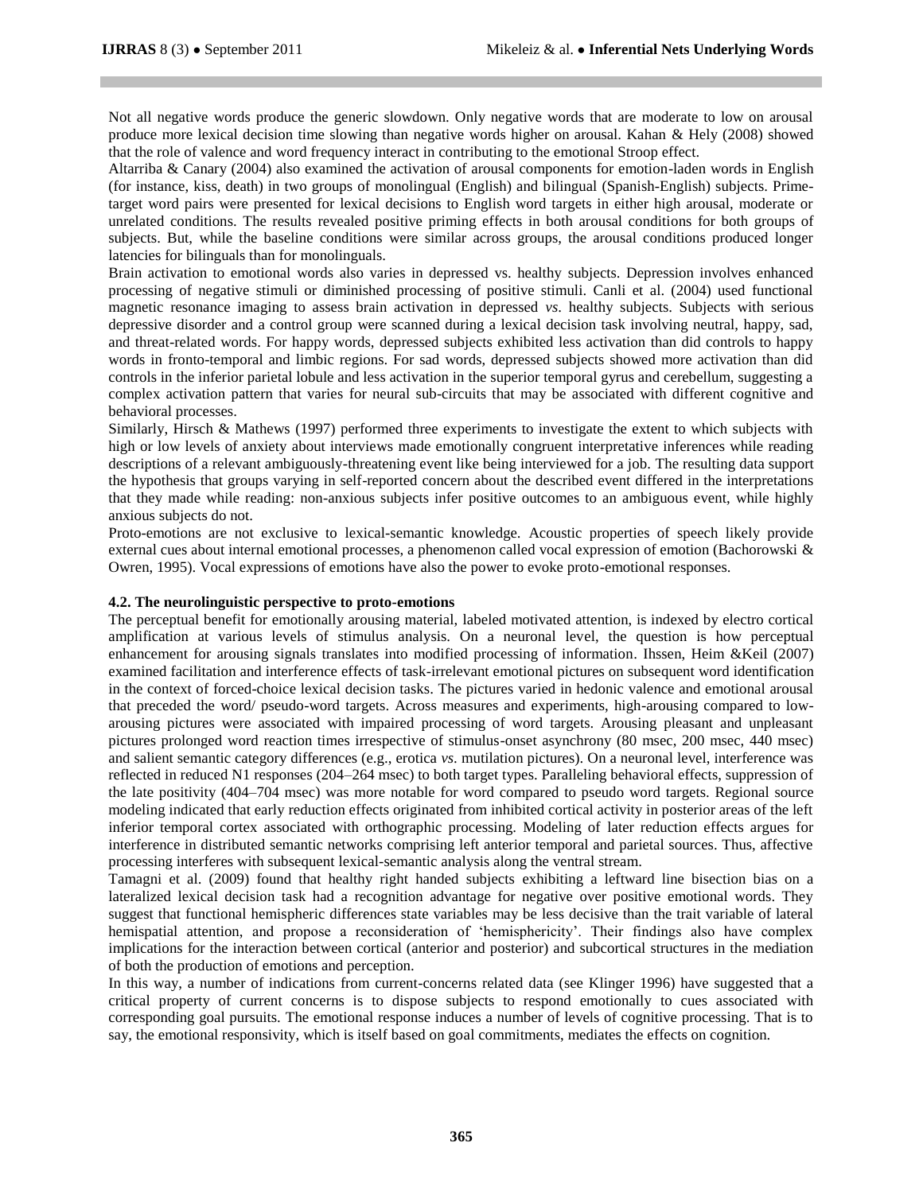Not all negative words produce the generic slowdown. Only negative words that are moderate to low on arousal produce more lexical decision time slowing than negative words higher on arousal. Kahan & Hely (2008) showed that the role of valence and word frequency interact in contributing to the emotional Stroop effect.

Altarriba & Canary (2004) also examined the activation of arousal components for emotion-laden words in English (for instance, kiss, death) in two groups of monolingual (English) and bilingual (Spanish-English) subjects. Prime-target word pairs were presented for lexical decisions to English word targets in either high arousal, moderate or unrelated conditions. The results revealed positive priming effects in both arousal conditions for both groups of subjects. But, while the baseline conditions were similar across groups, the arousal conditions produced longer latencies for bilinguals than for monolinguals.

Brain activation to emotional words also varies in depressed vs. healthy subjects. Depression involves enhanced processing of negative stimuli or diminished processing of positive stimuli. Canli et al. (2004) used functional magnetic resonance imaging to assess brain activation in depressed *vs.* healthy subjects. Subjects with serious depressive disorder and a control group were scanned during a lexical decision task involving neutral, happy, sad, and threat-related words. For happy words, depressed subjects exhibited less activation than did controls to happy words in fronto-temporal and limbic regions. For sad words, depressed subjects showed more activation than did controls in the inferior parietal lobule and less activation in the superior temporal gyrus and cerebellum, suggesting a complex activation pattern that varies for neural sub-circuits that may be associated with different cognitive and behavioral processes.

Similarly, Hirsch & Mathews (1997) performed three experiments to investigate the extent to which subjects with high or low levels of anxiety about interviews made emotionally congruent interpretative inferences while reading descriptions of a relevant ambiguously-threatening event like being interviewed for a job. The resulting data support the hypothesis that groups varying in self-reported concern about the described event differed in the interpretations that they made while reading: non-anxious subjects infer positive outcomes to an ambiguous event, while highly anxious subjects do not.

Proto-emotions are not exclusive to lexical-semantic knowledge. Acoustic properties of speech likely provide external cues about internal emotional processes, a phenomenon called vocal expression of emotion (Bachorowski & Owren, 1995). Vocal expressions of emotions have also the power to evoke proto-emotional responses.

#### 4.2. The neurolinguistic perspective to proto-emotions

The perceptual benefit for emotionally arousing material, labeled motivated attention, is indexed by electro cortical amplification at various levels of stimulus analysis. On a neuronal level, the question is how perceptual enhancement for arousing signals translates into modified processing of information. Ihssen, Heim &Keil (2007) examined facilitation and interference effects of task-irrelevant emotional pictures on subsequent word identification in the context of forced-choice lexical decision tasks. The pictures varied in hedonic valence and emotional arousal that preceded the word/ pseudo-word targets. Across measures and experiments, high-arousing compared to low-arousing pictures were associated with impaired processing of word targets. Arousing pleasant and unpleasant pictures prolonged word reaction times irrespective of stimulus-onset asynchrony (80 msec, 200 msec, 440 msec) and salient semantic category differences (e.g., erotica *vs.* mutilation pictures). On a neuronal level, interference was reflected in reduced N1 responses (204–264 msec) to both target types. Paralleling behavioral effects, suppression of the late positivity (404–704 msec) was more notable for word compared to pseudo word targets. Regional source modeling indicated that early reduction effects originated from inhibited cortical activity in posterior areas of the left inferior temporal cortex associated with orthographic processing. Modeling of later reduction effects argues for interference in distributed semantic networks comprising left anterior temporal and parietal sources. Thus, affective processing interferes with subsequent lexical-semantic analysis along the ventral stream.

Tamagni et al. (2009) found that healthy right handed subjects exhibiting a leftward line bisection bias on a lateralized lexical decision task had a recognition advantage for negative over positive emotional words. They suggest that functional hemispheric differences state variables may be less decisive than the trait variable of lateral hemispatial attention, and propose a reconsideration of 'hemisphericity'. Their findings also have complex implications for the interaction between cortical (anterior and posterior) and subcortical structures in the mediation of both the production of emotions and perception.

In this way, a number of indications from current-concerns related data (see Klinger 1996) have suggested that a critical property of current concerns is to dispose subjects to respond emotionally to cues associated with corresponding goal pursuits. The emotional response induces a number of levels of cognitive processing. That is to say, the emotional responsivity, which is itself based on goal commitments, mediates the effects on cognition.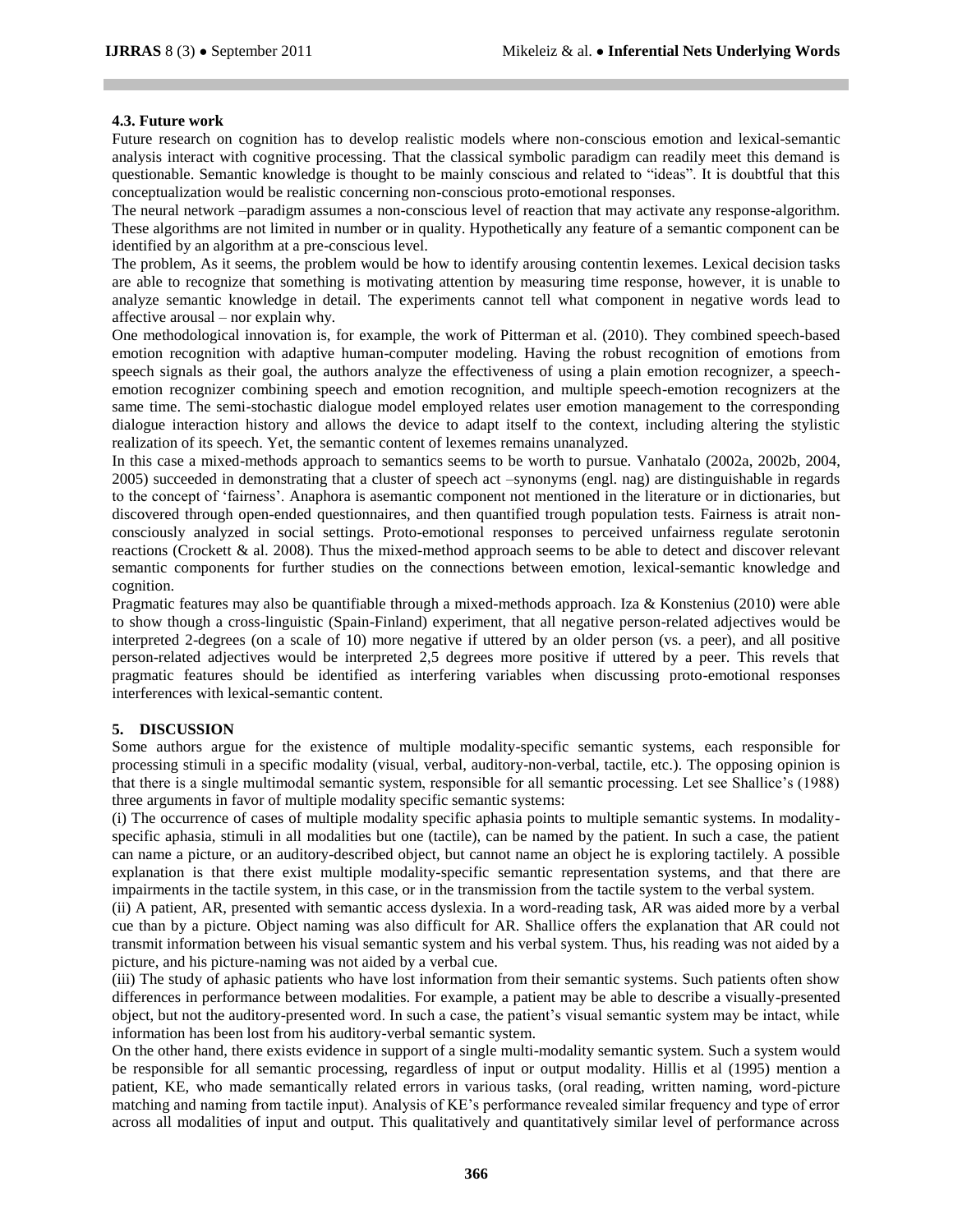### 4.3. Future work

Future research on cognition has to develop realistic models where non-conscious emotion and lexical-semantic analysis interact with cognitive processing. That the classical symbolic paradigm can readily meet this demand is questionable. Semantic knowledge is thought to be mainly conscious and related to "ideas". It is doubtful that this conceptualization would be realistic concerning non-conscious proto-emotional responses.

The neural network –paradigm assumes a non-conscious level of reaction that may activate any response-algorithm. These algorithms are not limited in number or in quality. Hypothetically any feature of a semantic component can be identified by an algorithm at a pre-conscious level.

The problem, As it seems, the problem would be how to identify arousing contentin lexemes. Lexical decision tasks are able to recognize that something is motivating attention by measuring time response, however, it is unable to analyze semantic knowledge in detail. The experiments cannot tell what component in negative words lead to affective arousal – nor explain why.

One methodological innovation is, for example, the work of Pitterman et al. (2010). They combined speech-based emotion recognition with adaptive human-computer modeling. Having the robust recognition of emotions from speech signals as their goal, the authors analyze the effectiveness of using a plain emotion recognizer, a speech-emotion recognizer combining speech and emotion recognition, and multiple speech-emotion recognizers at the same time. The semi-stochastic dialogue model employed relates user emotion management to the corresponding dialogue interaction history and allows the device to adapt itself to the context, including altering the stylistic realization of its speech. Yet, the semantic content of lexemes remains unanalyzed.

In this case a mixed-methods approach to semantics seems to be worth to pursue. Vanhatalo (2002a, 2002b, 2004, 2005) succeeded in demonstrating that a cluster of speech act –synonyms (engl. nag) are distinguishable in regards to the concept of 'fairness'. Anaphora is asemantic component not mentioned in the literature or in dictionaries, but discovered through open-ended questionnaires, and then quantified trough population tests. Fairness is atrait non-consciously analyzed in social settings. Proto-emotional responses to perceived unfairness regulate serotonin reactions (Crockett & al. 2008). Thus the mixed-method approach seems to be able to detect and discover relevant semantic components for further studies on the connections between emotion, lexical-semantic knowledge and cognition.

Pragmatic features may also be quantifiable through a mixed-methods approach. Iza & Konstenius (2010) were able to show though a cross-linguistic (Spain-Finland) experiment, that all negative person-related adjectives would be interpreted 2-degrees (on a scale of 10) more negative if uttered by an older person (vs. a peer), and all positive person-related adjectives would be interpreted 2,5 degrees more positive if uttered by a peer. This revels that pragmatic features should be identified as interfering variables when discussing proto-emotional responses interferences with lexical-semantic content.

## 5. DISCUSSION

Some authors argue for the existence of multiple modality-specific semantic systems, each responsible for processing stimuli in a specific modality (visual, verbal, auditory-non-verbal, tactile, etc.). The opposing opinion is that there is a single multimodal semantic system, responsible for all semantic processing. Let see Shallice's (1988) three arguments in favor of multiple modality specific semantic systems:

(i) The occurrence of cases of multiple modality specific aphasia points to multiple semantic systems. In modality-specific aphasia, stimuli in all modalities but one (tactile), can be named by the patient. In such a case, the patient can name a picture, or an auditory-described object, but cannot name an object he is exploring tactilely. A possible explanation is that there exist multiple modality-specific semantic representation systems, and that there are impairments in the tactile system, in this case, or in the transmission from the tactile system to the verbal system.

(ii) A patient, AR, presented with semantic access dyslexia. In a word-reading task, AR was aided more by a verbal cue than by a picture. Object naming was also difficult for AR. Shallice offers the explanation that AR could not transmit information between his visual semantic system and his verbal system. Thus, his reading was not aided by a picture, and his picture-naming was not aided by a verbal cue.

(iii) The study of aphasic patients who have lost information from their semantic systems. Such patients often show differences in performance between modalities. For example, a patient may be able to describe a visually-presented object, but not the auditory-presented word. In such a case, the patient's visual semantic system may be intact, while information has been lost from his auditory-verbal semantic system.

On the other hand, there exists evidence in support of a single multi-modality semantic system. Such a system would be responsible for all semantic processing, regardless of input or output modality. Hillis et al (1995) mention a patient, KE, who made semantically related errors in various tasks, (oral reading, written naming, word-picture matching and naming from tactile input). Analysis of KE's performance revealed similar frequency and type of error across all modalities of input and output. This qualitatively and quantitatively similar level of performance across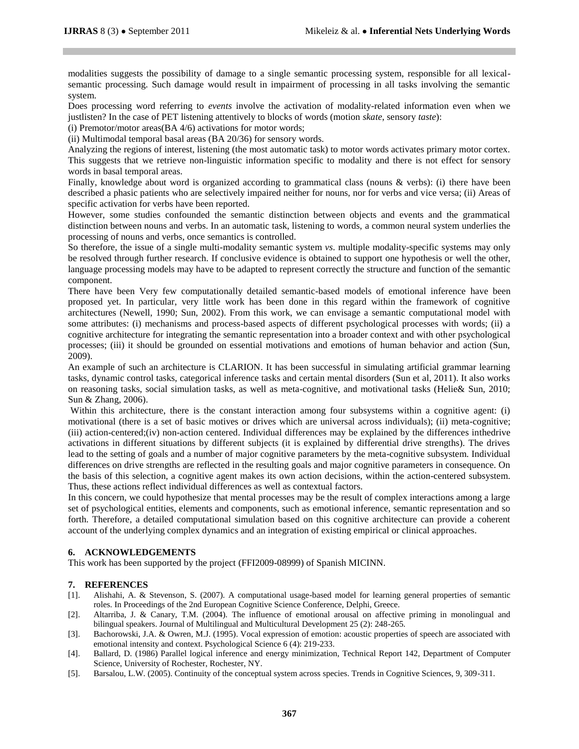modalities suggests the possibility of damage to a single semantic processing system, responsible for all lexical-semantic processing. Such damage would result in impairment of processing in all tasks involving the semantic system.

Does processing word referring to *events* involve the activation of modality-related information even when we justlisten? In the case of PET listening attentively to blocks of words (motion *skate*, sensory *taste*):

(i) Premotor/motor areas(BA 4/6) activations for motor words;

(ii) Multimodal temporal basal areas (BA 20/36) for sensory words.

Analyzing the regions of interest, listening (the most automatic task) to motor words activates primary motor cortex. This suggests that we retrieve non-linguistic information specific to modality and there is not effect for sensory words in basal temporal areas.

Finally, knowledge about word is organized according to grammatical class (nouns & verbs): (i) there have been described a phasic patients who are selectively impaired neither for nouns, nor for verbs and vice versa; (ii) Areas of specific activation for verbs have been reported.

However, some studies confounded the semantic distinction between objects and events and the grammatical distinction between nouns and verbs. In an automatic task, listening to words, a common neural system underlies the processing of nouns and verbs, once semantics is controlled.

So therefore, the issue of a single multi-modality semantic system *vs*. multiple modality-specific systems may only be resolved through further research. If conclusive evidence is obtained to support one hypothesis or well the other, language processing models may have to be adapted to represent correctly the structure and function of the semantic component.

There have been Very few computationally detailed semantic-based models of emotional inference have been proposed yet. In particular, very little work has been done in this regard within the framework of cognitive architectures (Newell, 1990; Sun, 2002). From this work, we can envisage a semantic computational model with some attributes: (i) mechanisms and process-based aspects of different psychological processes with words; (ii) a cognitive architecture for integrating the semantic representation into a broader context and with other psychological processes; (iii) it should be grounded on essential motivations and emotions of human behavior and action (Sun, 2009).

An example of such an architecture is CLARION. It has been successful in simulating artificial grammar learning tasks, dynamic control tasks, categorical inference tasks and certain mental disorders (Sun et al, 2011). It also works on reasoning tasks, social simulation tasks, as well as meta-cognitive, and motivational tasks (Helie& Sun, 2010; Sun & Zhang, 2006).

Within this architecture, there is the constant interaction among four subsystems within a cognitive agent: (i) motivational (there is a set of basic motives or drives which are universal across individuals); (ii) meta-cognitive; (iii) action-centered;(iv) non-action centered. Individual differences may be explained by the differences inthedrive activations in different situations by different subjects (it is explained by differential drive strengths). The drives lead to the setting of goals and a number of major cognitive parameters by the meta-cognitive subsystem. Individual differences on drive strengths are reflected in the resulting goals and major cognitive parameters in consequence. On the basis of this selection, a cognitive agent makes its own action decisions, within the action-centered subsystem. Thus, these actions reflect individual differences as well as contextual factors.

In this concern, we could hypothesize that mental processes may be the result of complex interactions among a large set of psychological entities, elements and components, such as emotional inference, semantic representation and so forth. Therefore, a detailed computational simulation based on this cognitive architecture can provide a coherent account of the underlying complex dynamics and an integration of existing empirical or clinical approaches.

## 6. ACKNOWLEDGEMENTS

This work has been supported by the project (FFI2009-08999) of Spanish MICINN.

## 7. REFERENCES

[1]. Alishahi, A. & Stevenson, S. (2007). A computational usage-based model for learning general properties of semantic roles. In Proceedings of the 2nd European Cognitive Science Conference, Delphi, Greece.

[2]. Altarriba, J. & Canary, T.M. (2004). The influence of emotional arousal on affective priming in monolingual and bilingual speakers. Journal of Multilingual and Multicultural Development 25 (2): 248-265.

[3]. Bachorowski, J.A. & Owren, M.J. (1995). Vocal expression of emotion: acoustic properties of speech are associated with emotional intensity and context. Psychological Science 6 (4): 219-233.

[4]. Ballard, D. (1986) Parallel logical inference and energy minimization, Technical Report 142, Department of Computer Science, University of Rochester, Rochester, NY.

[5]. Barsalou, L.W. (2005). Continuity of the conceptual system across species. Trends in Cognitive Sciences, 9, 309-311.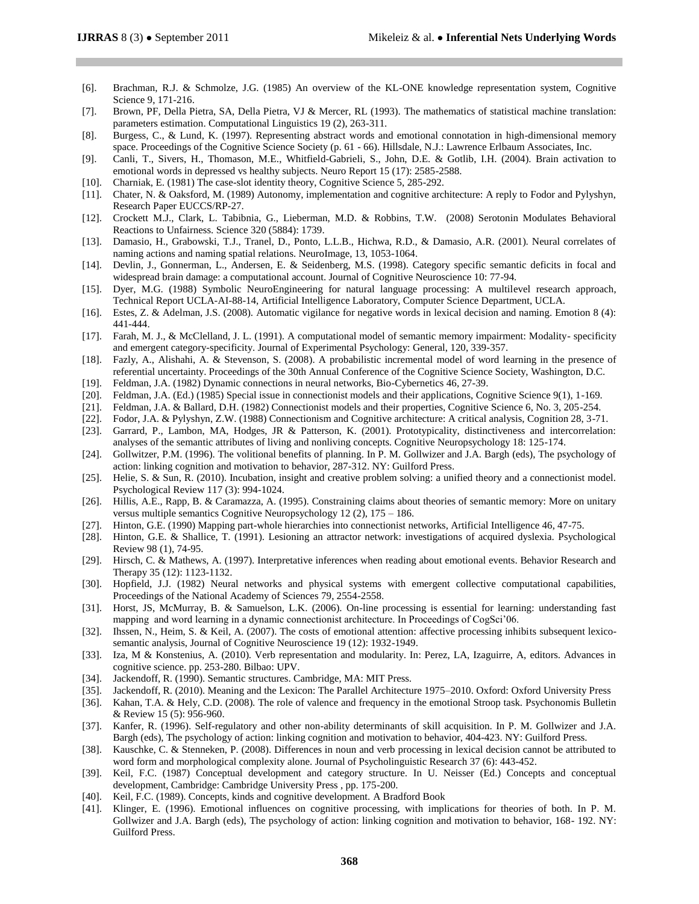[6]. Brachman, R.J. & Schmolze, J.G. (1985) An overview of the KL-ONE knowledge representation system, Cognitive Science 9, 171-216.

[7]. Brown, PF, Della Pietra, SA, Della Pietra, VJ & Mercer, RL (1993). The mathematics of statistical machine translation: parameters estimation. Computational Linguistics 19 (2), 263-311.

[8]. Burgess, C., & Lund, K. (1997). Representing abstract words and emotional connotation in high-dimensional memory space. Proceedings of the Cognitive Science Society (p. 61 - 66). Hillsdale, N.J.: Lawrence Erlbaum Associates, Inc.

[9]. Canli, T., Sivers, H., Thomason, M.E., Whitfield-Gabrieli, S., John, D.E. & Gotlib, I.H. (2004). Brain activation to emotional words in depressed vs healthy subjects. Neuro Report 15 (17): 2585-2588.

[10]. Charniak, E. (1981) The case-slot identity theory, Cognitive Science 5, 285-292.

[11]. Chater, N. & Oaksford, M. (1989) Autonomy, implementation and cognitive architecture: A reply to Fodor and Pylyshyn, Research Paper EUCCS/RP-27.

[12]. Crockett M.J., Clark, L. Tabibnia, G., Lieberman, M.D. & Robbins, T.W. (2008) Serotonin Modulates Behavioral Reactions to Unfairness. Science 320 (5884): 1739.

[13]. Damasio, H., Grabowski, T.J., Tranel, D., Ponto, L.L.B., Hichwa, R.D., & Damasio, A.R. (2001). Neural correlates of naming actions and naming spatial relations. NeuroImage, 13, 1053-1064.

[14]. Devlin, J., Gonnerman, L., Andersen, E. & Seidenberg, M.S. (1998). Category specific semantic deficits in focal and widespread brain damage: a computational account. Journal of Cognitive Neuroscience 10: 77-94.

[15]. Dyer, M.G. (1988) Symbolic NeuroEngineering for natural language processing: A multilevel research approach, Technical Report UCLA-AI-88-14, Artificial Intelligence Laboratory, Computer Science Department, UCLA.

[16]. Estes, Z. & Adelman, J.S. (2008). Automatic vigilance for negative words in lexical decision and naming. Emotion 8 (4): 441-444.

[17]. Farah, M. J., & McClelland, J. L. (1991). A computational model of semantic memory impairment: Modality- specificity and emergent category-specificity. Journal of Experimental Psychology: General, 120, 339-357.

[18]. Fazly, A., Alishahi, A. & Stevenson, S. (2008). A probabilistic incremental model of word learning in the presence of referential uncertainty. Proceedings of the 30th Annual Conference of the Cognitive Science Society, Washington, D.C.

[19]. Feldman, J.A. (1982) Dynamic connections in neural networks, Bio-Cybernetics 46, 27-39.

[20]. Feldman, J.A. (Ed.) (1985) Special issue in connectionist models and their applications, Cognitive Science 9(1), 1-169.

[21]. Feldman, J.A. & Ballard, D.H. (1982) Connectionist models and their properties, Cognitive Science 6, No. 3, 205-254.

[22]. Fodor, J.A. & Pylyshyn, Z.W. (1988) Connectionism and Cognitive architecture: A critical analysis, Cognition 28, 3-71.

[23]. Garrard, P., Lambon, MA, Hodges, JR & Patterson, K. (2001). Prototypicality, distinctiveness and intercorrelation: analyses of the semantic attributes of living and nonliving concepts. Cognitive Neuropsychology 18: 125-174.

[24]. Gollwitzer, P.M. (1996). The volitional benefits of planning. In P. M. Gollwizer and J.A. Bargh (eds), The psychology of action: linking cognition and motivation to behavior, 287-312. NY: Guilford Press.

[25]. Helie, S. & Sun, R. (2010). Incubation, insight and creative problem solving: a unified theory and a connectionist model. Psychological Review 117 (3): 994-1024.

[26]. Hillis, A.E., Rapp, B. & Caramazza, A. (1995). Constraining claims about theories of semantic memory: More on unitary versus multiple semantics Cognitive Neuropsychology 12 (2), 175 – 186.

[27]. Hinton, G.E. (1990) Mapping part-whole hierarchies into connectionist networks, Artificial Intelligence 46, 47-75.

[28]. Hinton, G.E. & Shallice, T. (1991). Lesioning an attractor network: investigations of acquired dyslexia. Psychological Review 98 (1), 74-95.

[29]. Hirsch, C. & Mathews, A. (1997). Interpretative inferences when reading about emotional events. Behavior Research and Therapy 35 (12): 1123-1132.

[30]. Hopfield, J.J. (1982) Neural networks and physical systems with emergent collective computational capabilities, Proceedings of the National Academy of Sciences 79, 2554-2558.

[31]. Horst, JS, McMurray, B. & Samuelson, L.K. (2006). On-line processing is essential for learning: understanding fast mapping and word learning in a dynamic connectionist architecture. In Proceedings of CogSci'06.

[32]. Ihssen, N., Heim, S. & Keil, A. (2007). The costs of emotional attention: affective processing inhibits subsequent lexico-semantic analysis, Journal of Cognitive Neuroscience 19 (12): 1932-1949.

[33]. Iza, M & Konstenius, A. (2010). Verb representation and modularity. In: Perez, LA, Izaguirre, A, editors. Advances in cognitive science. pp. 253-280. Bilbao: UPV.

[34]. Jackendoff, R. (1990). Semantic structures. Cambridge, MA: MIT Press.

[35]. Jackendoff, R. (2010). Meaning and the Lexicon: The Parallel Architecture 1975–2010. Oxford: Oxford University Press

[36]. Kahan, T.A. & Hely, C.D. (2008). The role of valence and frequency in the emotional Stroop task. Psychonomis Bulletin & Review 15 (5): 956-960.

[37]. Kanfer, R. (1996). Self-regulatory and other non-ability determinants of skill acquisition. In P. M. Gollwizer and J.A. Bargh (eds), The psychology of action: linking cognition and motivation to behavior, 404-423. NY: Guilford Press.

[38]. Kauschke, C. & Stenneken, P. (2008). Differences in noun and verb processing in lexical decision cannot be attributed to word form and morphological complexity alone. Journal of Psycholinguistic Research 37 (6): 443-452.

[39]. Keil, F.C. (1987) Conceptual development and category structure. In U. Neisser (Ed.) Concepts and conceptual development, Cambridge: Cambridge University Press , pp. 175-200.

[40]. Keil, F.C. (1989). Concepts, kinds and cognitive development. A Bradford Book

[41]. Klinger, E. (1996). Emotional influences on cognitive processing, with implications for theories of both. In P. M. Gollwizer and J.A. Bargh (eds), The psychology of action: linking cognition and motivation to behavior, 168- 192. NY: Guilford Press.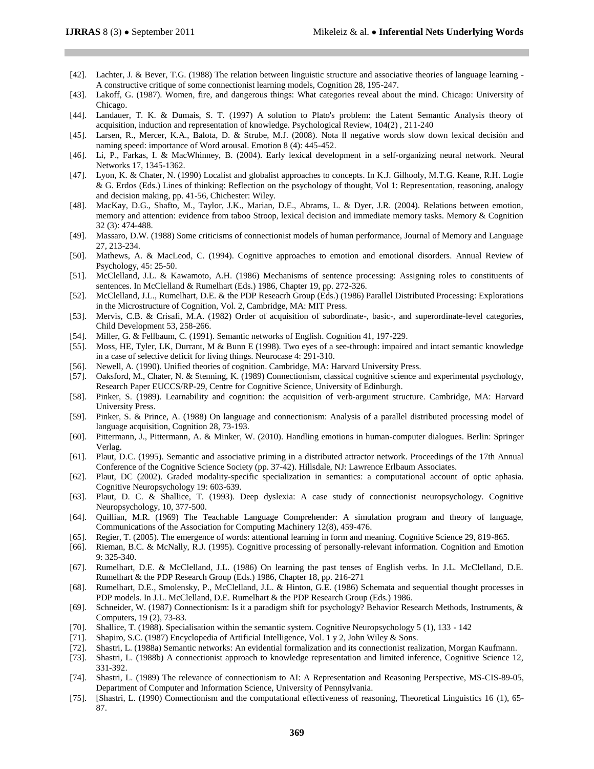[42]. Lachter, J. & Bever, T.G. (1988) The relation between linguistic structure and associative theories of language learning - A constructive critique of some connectionist learning models, Cognition 28, 195-247.

[43]. Lakoff, G. (1987). Women, fire, and dangerous things: What categories reveal about the mind. Chicago: University of Chicago.

[44]. Landauer, T. K. & Dumais, S. T. (1997) A solution to Plato's problem: the Latent Semantic Analysis theory of acquisition, induction and representation of knowledge. Psychological Review, 104(2) , 211-240

[45]. Larsen, R., Mercer, K.A., Balota, D. & Strube, M.J. (2008). Nota ll negative words slow down lexical decisión and naming speed: importance of Word arousal. Emotion 8 (4): 445-452.

[46]. Li, P., Farkas, I. & MacWhinney, B. (2004). Early lexical development in a self-organizing neural network. Neural Networks 17, 1345-1362.

[47]. Lyon, K. & Chater, N. (1990) Localist and globalist approaches to concepts. In K.J. Gilhooly, M.T.G. Keane, R.H. Logie & G. Erdos (Eds.) Lines of thinking: Reflection on the psychology of thought, Vol 1: Representation, reasoning, analogy and decision making, pp. 41-56, Chichester: Wiley.

[48]. MacKay, D.G., Shafto, M., Taylor, J.K., Marian, D.E., Abrams, L. & Dyer, J.R. (2004). Relations between emotion, memory and attention: evidence from taboo Stroop, lexical decision and immediate memory tasks. Memory & Cognition 32 (3): 474-488.

[49]. Massaro, D.W. (1988) Some criticisms of connectionist models of human performance, Journal of Memory and Language 27, 213-234.

[50]. Mathews, A. & MacLeod, C. (1994). Cognitive approaches to emotion and emotional disorders. Annual Review of Psychology, 45: 25-50.

[51]. McClelland, J.L. & Kawamoto, A.H. (1986) Mechanisms of sentence processing: Assigning roles to constituents of sentences. In McClelland & Rumelhart (Eds.) 1986, Chapter 19, pp. 272-326.

[52]. McClelland, J.L., Rumelhart, D.E. & the PDP Reseacrh Group (Eds.) (1986) Parallel Distributed Processing: Explorations in the Microstructure of Cognition, Vol. 2, Cambridge, MA: MIT Press.

[53]. Mervis, C.B. & Crisafi, M.A. (1982) Order of acquisition of subordinate-, basic-, and superordinate-level categories, Child Development 53, 258-266.

[54]. Miller, G. & Fellbaum, C. (1991). Semantic networks of English. Cognition 41, 197-229.

[55]. Moss, HE, Tyler, LK, Durrant, M & Bunn E (1998). Two eyes of a see-through: impaired and intact semantic knowledge in a case of selective deficit for living things. Neurocase 4: 291-310.

[56]. Newell, A. (1990). Unified theories of cognition. Cambridge, MA: Harvard University Press.

[57]. Oaksford, M., Chater, N. & Stenning, K. (1989) Connectionism, classical cognitive science and experimental psychology, Research Paper EUCCS/RP-29, Centre for Cognitive Science, University of Edinburgh.

[58]. Pinker, S. (1989). Learnability and cognition: the acquisition of verb-argument structure. Cambridge, MA: Harvard University Press.

[59]. Pinker, S. & Prince, A. (1988) On language and connectionism: Analysis of a parallel distributed processing model of language acquisition, Cognition 28, 73-193.

[60]. Pittermann, J., Pittermann, A. & Minker, W. (2010). Handling emotions in human-computer dialogues. Berlin: Springer Verlag.

[61]. Plaut, D.C. (1995). Semantic and associative priming in a distributed attractor network. Proceedings of the 17th Annual Conference of the Cognitive Science Society (pp. 37-42). Hillsdale, NJ: Lawrence Erlbaum Associates.

[62]. Plaut, DC (2002). Graded modality-specific specialization in semantics: a computational account of optic aphasia. Cognitive Neuropsychology 19: 603-639.

[63]. Plaut, D. C. & Shallice, T. (1993). Deep dyslexia: A case study of connectionist neuropsychology. Cognitive Neuropsychology, 10, 377-500.

[64]. Quillian, M.R. (1969) The Teachable Language Comprehender: A simulation program and theory of language, Communications of the Association for Computing Machinery 12(8), 459-476.

[65]. Regier, T. (2005). The emergence of words: attentional learning in form and meaning. Cognitive Science 29, 819-865.

[66]. Rieman, B.C. & McNally, R.J. (1995). Cognitive processing of personally-relevant information. Cognition and Emotion 9: 325-340.

[67]. Rumelhart, D.E. & McClelland, J.L. (1986) On learning the past tenses of English verbs. In J.L. McClelland, D.E. Rumelhart & the PDP Research Group (Eds.) 1986, Chapter 18, pp. 216-271

[68]. Rumelhart, D.E., Smolensky, P., McClelland, J.L. & Hinton, G.E. (1986) Schemata and sequential thought processes in PDP models. In J.L. McClelland, D.E. Rumelhart & the PDP Research Group (Eds.) 1986.

[69]. Schneider, W. (1987) Connectionism: Is it a paradigm shift for psychology? Behavior Research Methods, Instruments, & Computers, 19 (2), 73-83.

[70]. Shallice, T. (1988). Specialisation within the semantic system. Cognitive Neuropsychology 5 (1), 133 - 142

[71]. Shapiro, S.C. (1987) Encyclopedia of Artificial Intelligence, Vol. 1 y 2, John Wiley & Sons.

[72]. Shastri, L. (1988a) Semantic networks: An evidential formalization and its connectionist realization, Morgan Kaufmann.

[73]. Shastri, L. (1988b) A connectionist approach to knowledge representation and limited inference, Cognitive Science 12, 331-392.

[74]. Shastri, L. (1989) The relevance of connectionism to AI: A Representation and Reasoning Perspective, MS-CIS-89-05, Department of Computer and Information Science, University of Pennsylvania.

[75]. [Shastri, L. (1990) Connectionism and the computational effectiveness of reasoning, Theoretical Linguistics 16 (1), 65-87.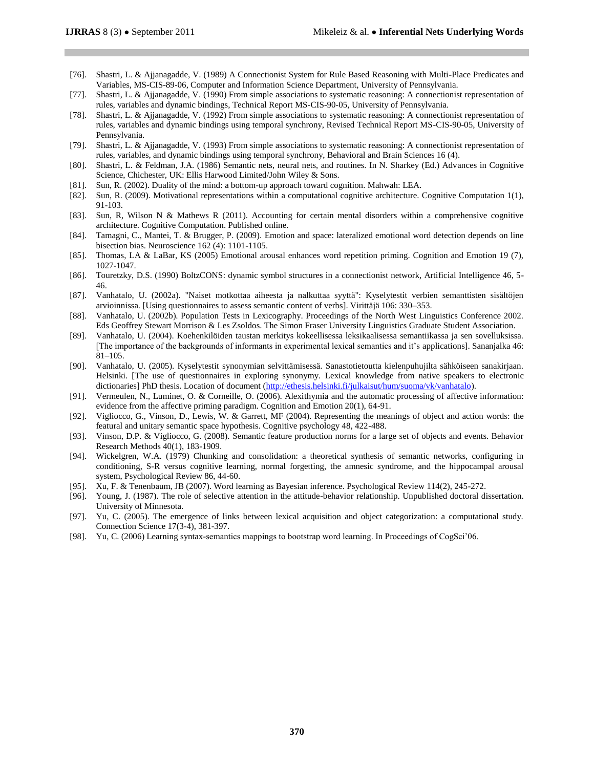[76]. Shastri, L. & Ajjanagadde, V. (1989) A Connectionist System for Rule Based Reasoning with Multi-Place Predicates and Variables, MS-CIS-89-06, Computer and Information Science Department, University of Pennsylvania.

[77]. Shastri, L. & Ajjanagadde, V. (1990) From simple associations to systematic reasoning: A connectionist representation of rules, variables and dynamic bindings, Technical Report MS-CIS-90-05, University of Pennsylvania.

[78]. Shastri, L. & Ajjanagadde, V. (1992) From simple associations to systematic reasoning: A connectionist representation of rules, variables and dynamic bindings using temporal synchrony, Revised Technical Report MS-CIS-90-05, University of Pennsylvania.

[79]. Shastri, L. & Ajjanagadde, V. (1993) From simple associations to systematic reasoning: A connectionist representation of rules, variables, and dynamic bindings using temporal synchrony, Behavioral and Brain Sciences 16 (4).

[80]. Shastri, L. & Feldman, J.A. (1986) Semantic nets, neural nets, and routines. In N. Sharkey (Ed.) Advances in Cognitive Science, Chichester, UK: Ellis Harwood Limited/John Wiley & Sons.

[81]. Sun, R. (2002). Duality of the mind: a bottom-up approach toward cognition. Mahwah: LEA.

[82]. Sun, R. (2009). Motivational representations within a computational cognitive architecture. Cognitive Computation 1(1), 91-103.

[83]. Sun, R, Wilson N & Mathews R (2011). Accounting for certain mental disorders within a comprehensive cognitive architecture. Cognitive Computation. Published online.

[84]. Tamagni, C., Mantei, T. & Brugger, P. (2009). Emotion and space: lateralized emotional word detection depends on line bisection bias. Neuroscience 162 (4): 1101-1105.

[85]. Thomas, LA & LaBar, KS (2005) Emotional arousal enhances word repetition priming. Cognition and Emotion 19 (7), 1027-1047.

[86]. Touretzky, D.S. (1990) BoltzCONS: dynamic symbol structures in a connectionist network, Artificial Intelligence 46, 5-46.

[87]. Vanhatalo, U. (2002a). "Naiset motkottaa aiheesta ja nalkuttaa syyttä": Kyselytestit verbien semanttisten sisältöjen arvioinnissa. [Using questionnaires to assess semantic content of verbs]. Virittäjä 106: 330–353.

[88]. Vanhatalo, U. (2002b). Population Tests in Lexicography. Proceedings of the North West Linguistics Conference 2002. Eds Geoffrey Stewart Morrison & Les Zsoldos. The Simon Fraser University Linguistics Graduate Student Association.

[89]. Vanhatalo, U. (2004). Koehenkilöiden taustan merkitys kokeellisessa leksikaalisessa semantiikassa ja sen sovelluksissa. [The importance of the backgrounds of informants in experimental lexical semantics and it's applications]. Sananjalka 46: 81–105.

[90]. Vanhatalo, U. (2005). Kyselytestit synonymian selvittämisessä. Sanastotietoutta kielenpuhujilta sähköiseen sanakirjaan. Helsinki. [The use of questionnaires in exploring synonymy. Lexical knowledge from native speakers to electronic dictionaries] PhD thesis. Location of document (http://ethesis.helsinki.fi/julkaisut/hum/suoma/vk/vanhatalo).

[91]. Vermeulen, N., Luminet, O. & Corneille, O. (2006). Alexithymia and the automatic processing of affective information: evidence from the affective priming paradigm. Cognition and Emotion 20(1), 64-91.

[92]. Vigliocco, G., Vinson, D., Lewis, W. & Garrett, MF (2004). Representing the meanings of object and action words: the featural and unitary semantic space hypothesis. Cognitive psychology 48, 422-488.

[93]. Vinson, D.P. & Vigliocco, G. (2008). Semantic feature production norms for a large set of objects and events. Behavior Research Methods 40(1), 183-1909.

[94]. Wickelgren, W.A. (1979) Chunking and consolidation: a theoretical synthesis of semantic networks, configuring in conditioning, S-R versus cognitive learning, normal forgetting, the amnesic syndrome, and the hippocampal arousal system, Psychological Review 86, 44-60.

[95]. Xu, F. & Tenenbaum, JB (2007). Word learning as Bayesian inference. Psychological Review 114(2), 245-272.

[96]. Young, J. (1987). The role of selective attention in the attitude-behavior relationship. Unpublished doctoral dissertation. University of Minnesota.

[97]. Yu, C. (2005). The emergence of links between lexical acquisition and object categorization: a computational study. Connection Science 17(3-4), 381-397.

[98]. Yu, C. (2006) Learning syntax-semantics mappings to bootstrap word learning. In Proceedings of CogSci'06.